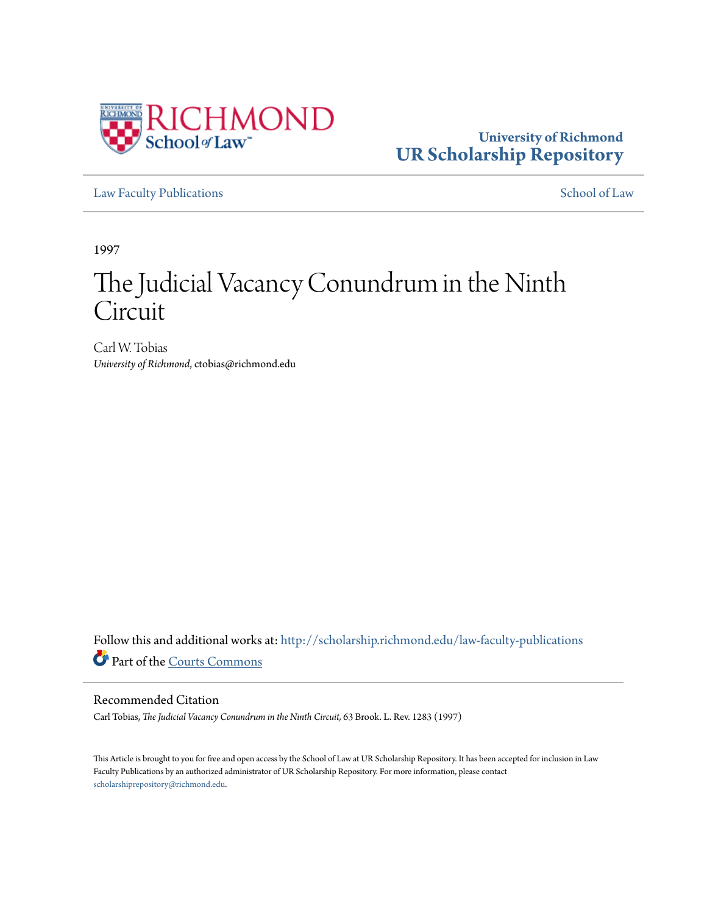University of Richmond
**UR Scholarship Repository**

Law Faculty Publications | School of Law

1997

# The Judicial Vacancy Conundrum in the Ninth Circuit

Carl W. Tobias
*University of Richmond*, ctobias@richmond.edu

Follow this and additional works at: http://scholarship.richmond.edu/law-faculty-publications

Part of the Courts Commons

## Recommended Citation

Carl Tobias, *The Judicial Vacancy Conundrum in the Ninth Circuit,* 63 Brook. L. Rev. 1283 (1997)

This Article is brought to you for free and open access by the School of Law at UR Scholarship Repository. It has been accepted for inclusion in Law Faculty Publications by an authorized administrator of UR Scholarship Repository. For more information, please contact scholarshiprepository@richmond.edu.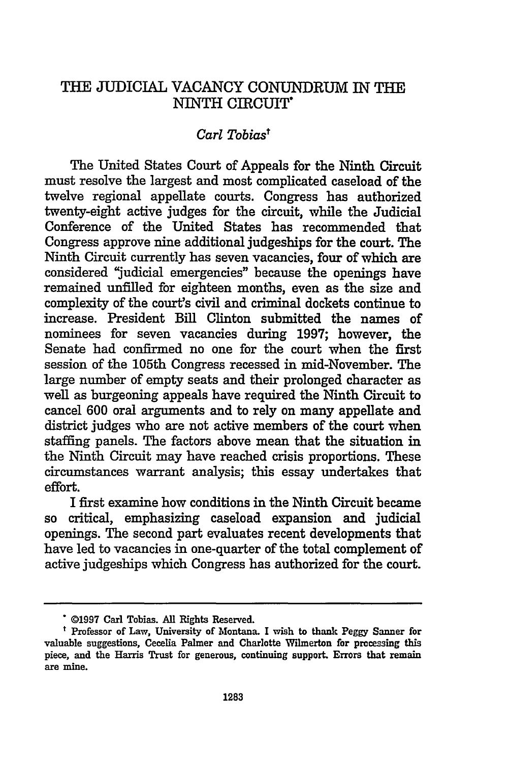# THE JUDICIAL VACANCY CONUNDRUM IN THE NINTH CIRCUIT*

*Carl Tobias*†

The United States Court of Appeals for the Ninth Circuit must resolve the largest and most complicated caseload of the twelve regional appellate courts. Congress has authorized twenty-eight active judges for the circuit, while the Judicial Conference of the United States has recommended that Congress approve nine additional judgeships for the court. The Ninth Circuit currently has seven vacancies, four of which are considered "judicial emergencies" because the openings have remained unfilled for eighteen months, even as the size and complexity of the court's civil and criminal dockets continue to increase. President Bill Clinton submitted the names of nominees for seven vacancies during 1997; however, the Senate had confirmed no one for the court when the first session of the 105th Congress recessed in mid-November. The large number of empty seats and their prolonged character as well as burgeoning appeals have required the Ninth Circuit to cancel 600 oral arguments and to rely on many appellate and district judges who are not active members of the court when staffing panels. The factors above mean that the situation in the Ninth Circuit may have reached crisis proportions. These circumstances warrant analysis; this essay undertakes that effort.

I first examine how conditions in the Ninth Circuit became so critical, emphasizing caseload expansion and judicial openings. The second part evaluates recent developments that have led to vacancies in one-quarter of the total complement of active judgeships which Congress has authorized for the court.

---

\* ©1997 Carl Tobias. All Rights Reserved.

† Professor of Law, University of Montana. I wish to thank Peggy Sanner for valuable suggestions, Cecelia Palmer and Charlotte Wilmerton for processing this piece, and the Harris Trust for generous, continuing support. Errors that remain are mine.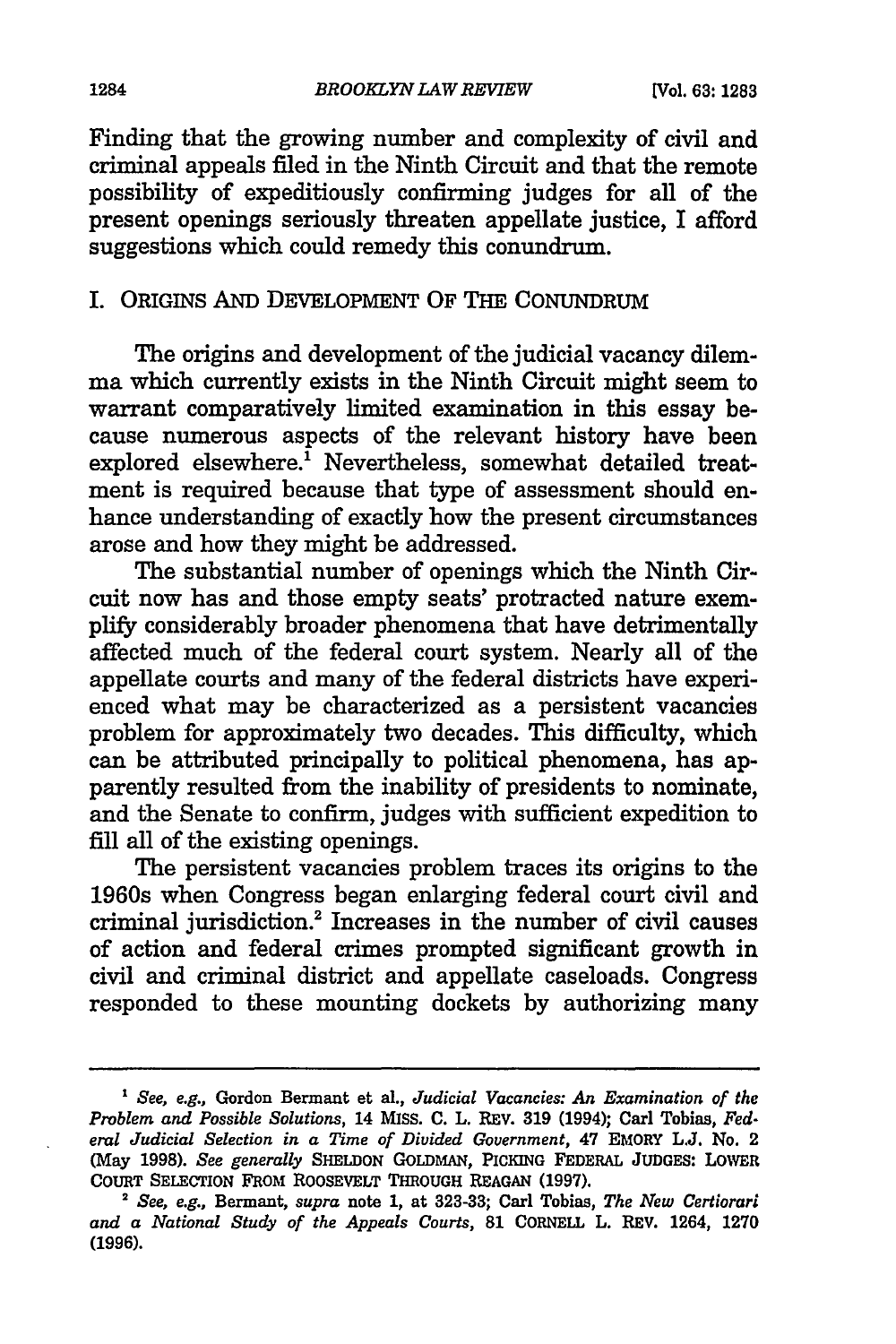Finding that the growing number and complexity of civil and criminal appeals filed in the Ninth Circuit and that the remote possibility of expeditiously confirming judges for all of the present openings seriously threaten appellate justice, I afford suggestions which could remedy this conundrum.

## I. ORIGINS AND DEVELOPMENT OF THE CONUNDRUM

The origins and development of the judicial vacancy dilemma which currently exists in the Ninth Circuit might seem to warrant comparatively limited examination in this essay because numerous aspects of the relevant history have been explored elsewhere.[1] Nevertheless, somewhat detailed treatment is required because that type of assessment should enhance understanding of exactly how the present circumstances arose and how they might be addressed.

The substantial number of openings which the Ninth Circuit now has and those empty seats' protracted nature exemplify considerably broader phenomena that have detrimentally affected much of the federal court system. Nearly all of the appellate courts and many of the federal districts have experienced what may be characterized as a persistent vacancies problem for approximately two decades. This difficulty, which can be attributed principally to political phenomena, has apparently resulted from the inability of presidents to nominate, and the Senate to confirm, judges with sufficient expedition to fill all of the existing openings.

The persistent vacancies problem traces its origins to the 1960s when Congress began enlarging federal court civil and criminal jurisdiction.[2] Increases in the number of civil causes of action and federal crimes prompted significant growth in civil and criminal district and appellate caseloads. Congress responded to these mounting dockets by authorizing many

---

[1] *See, e.g.*, Gordon Bermant et al., *Judicial Vacancies: An Examination of the Problem and Possible Solutions*, 14 MISS. C. L. REV. 319 (1994); Carl Tobias, *Federal Judicial Selection in a Time of Divided Government*, 47 EMORY L.J. No. 2 (May 1998). *See generally* SHELDON GOLDMAN, PICKING FEDERAL JUDGES: LOWER COURT SELECTION FROM ROOSEVELT THROUGH REAGAN (1997).

[2] *See, e.g.*, Bermant, *supra* note 1, at 323-33; Carl Tobias, *The New Certiorari and a National Study of the Appeals Courts*, 81 CORNELL L. REV. 1264, 1270 (1996).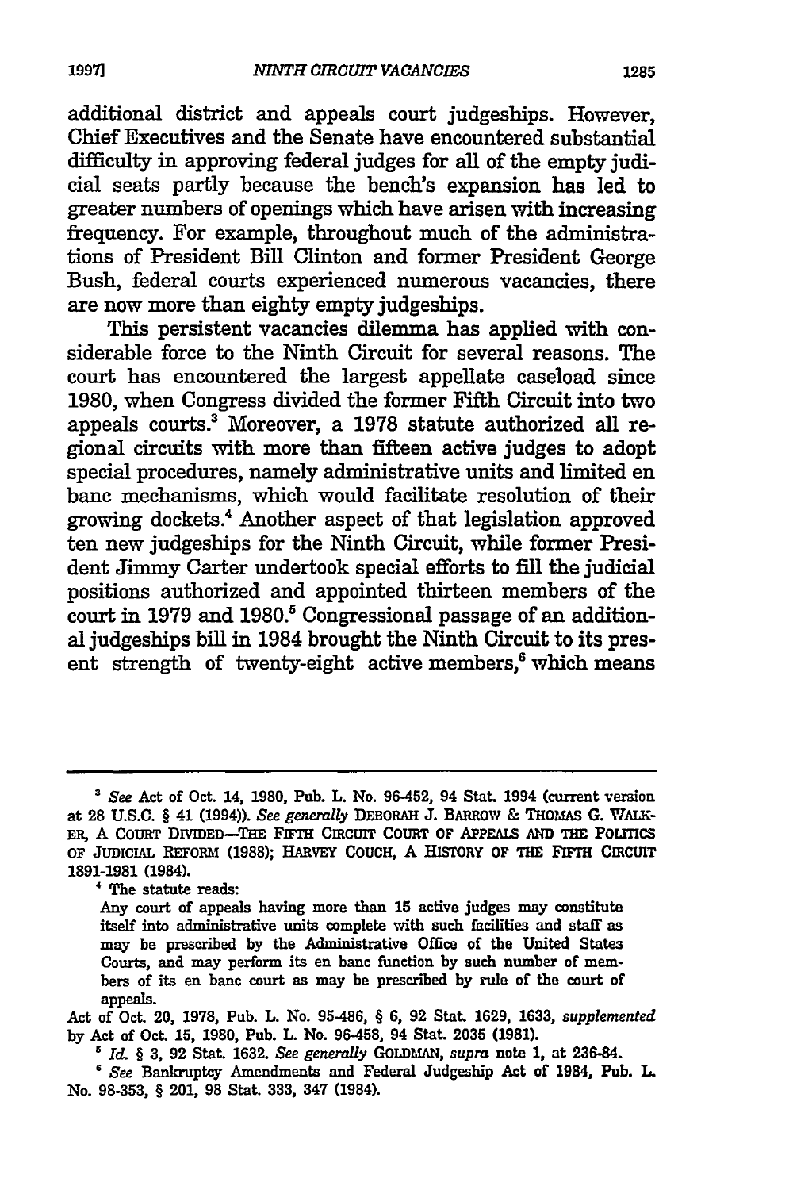additional district and appeals court judgeships. However, Chief Executives and the Senate have encountered substantial difficulty in approving federal judges for all of the empty judicial seats partly because the bench's expansion has led to greater numbers of openings which have arisen with increasing frequency. For example, throughout much of the administrations of President Bill Clinton and former President George Bush, federal courts experienced numerous vacancies, there are now more than eighty empty judgeships.

This persistent vacancies dilemma has applied with considerable force to the Ninth Circuit for several reasons. The court has encountered the largest appellate caseload since 1980, when Congress divided the former Fifth Circuit into two appeals courts.[3] Moreover, a 1978 statute authorized all regional circuits with more than fifteen active judges to adopt special procedures, namely administrative units and limited en banc mechanisms, which would facilitate resolution of their growing dockets.[4] Another aspect of that legislation approved ten new judgeships for the Ninth Circuit, while former President Jimmy Carter undertook special efforts to fill the judicial positions authorized and appointed thirteen members of the court in 1979 and 1980.[5] Congressional passage of an additional judgeships bill in 1984 brought the Ninth Circuit to its present strength of twenty-eight active members,[6] which means

---

[3] *See* Act of Oct. 14, 1980, Pub. L. No. 96-452, 94 Stat. 1994 (current version at 28 U.S.C. § 41 (1994)). *See generally* DEBORAH J. BARROW & THOMAS G. WALKER, A COURT DIVIDED—THE FIFTH CIRCUIT COURT OF APPEALS AND THE POLITICS OF JUDICIAL REFORM (1988); HARVEY COUCH, A HISTORY OF THE FIFTH CIRCUIT 1891-1981 (1984).

[4] The statute reads:

> Any court of appeals having more than 15 active judges may constitute itself into administrative units complete with such facilities and staff as may be prescribed by the Administrative Office of the United States Courts, and may perform its en banc function by such number of members of its en banc court as may be prescribed by rule of the court of appeals.

Act of Oct. 20, 1978, Pub. L. No. 95-486, § 6, 92 Stat. 1629, 1633, *supplemented* by Act of Oct. 15, 1980, Pub. L. No. 96-458, 94 Stat. 2035 (1981).

[5] *Id.* § 3, 92 Stat. 1632. *See generally* GOLDMAN, *supra* note 1, at 236-84.

[6] *See* Bankruptcy Amendments and Federal Judgeship Act of 1984, Pub. L. No. 98-353, § 201, 98 Stat. 333, 347 (1984).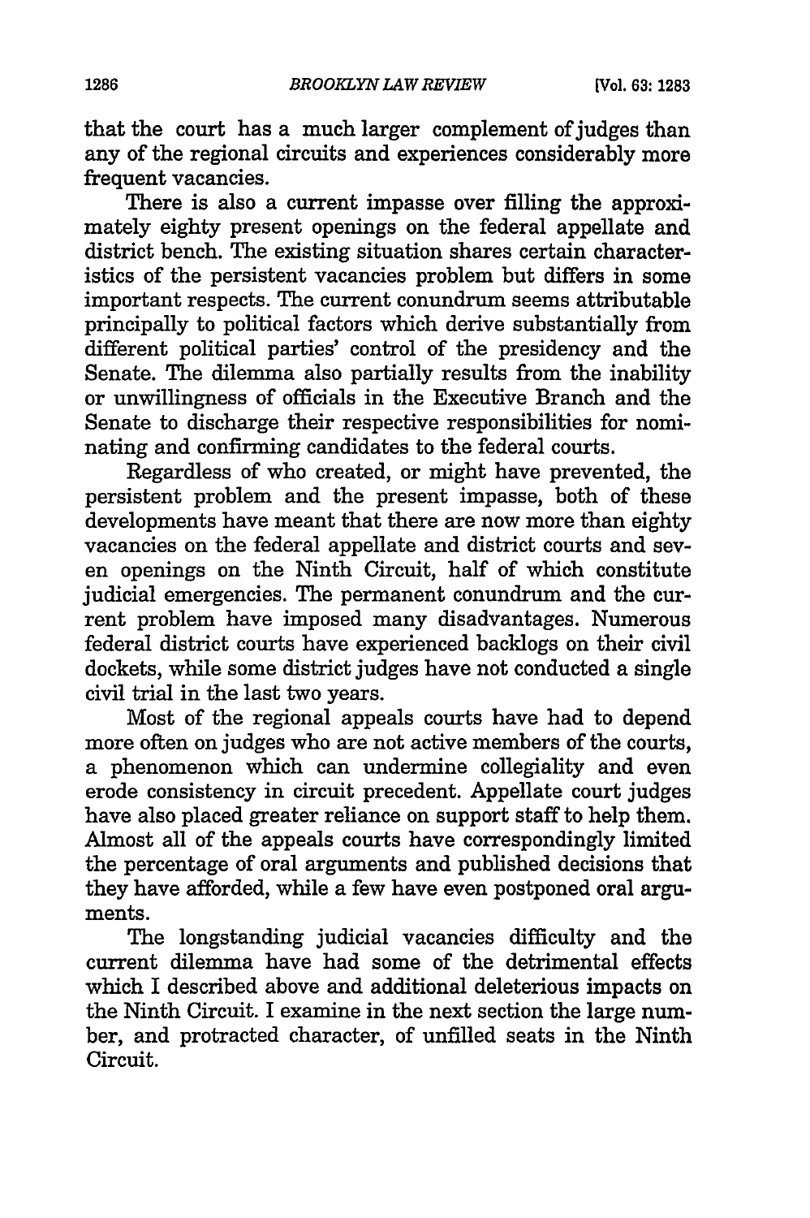that the court has a much larger complement of judges than any of the regional circuits and experiences considerably more frequent vacancies.

There is also a current impasse over filling the approximately eighty present openings on the federal appellate and district bench. The existing situation shares certain characteristics of the persistent vacancies problem but differs in some important respects. The current conundrum seems attributable principally to political factors which derive substantially from different political parties' control of the presidency and the Senate. The dilemma also partially results from the inability or unwillingness of officials in the Executive Branch and the Senate to discharge their respective responsibilities for nominating and confirming candidates to the federal courts.

Regardless of who created, or might have prevented, the persistent problem and the present impasse, both of these developments have meant that there are now more than eighty vacancies on the federal appellate and district courts and seven openings on the Ninth Circuit, half of which constitute judicial emergencies. The permanent conundrum and the current problem have imposed many disadvantages. Numerous federal district courts have experienced backlogs on their civil dockets, while some district judges have not conducted a single civil trial in the last two years.

Most of the regional appeals courts have had to depend more often on judges who are not active members of the courts, a phenomenon which can undermine collegiality and even erode consistency in circuit precedent. Appellate court judges have also placed greater reliance on support staff to help them. Almost all of the appeals courts have correspondingly limited the percentage of oral arguments and published decisions that they have afforded, while a few have even postponed oral arguments.

The longstanding judicial vacancies difficulty and the current dilemma have had some of the detrimental effects which I described above and additional deleterious impacts on the Ninth Circuit. I examine in the next section the large number, and protracted character, of unfilled seats in the Ninth Circuit.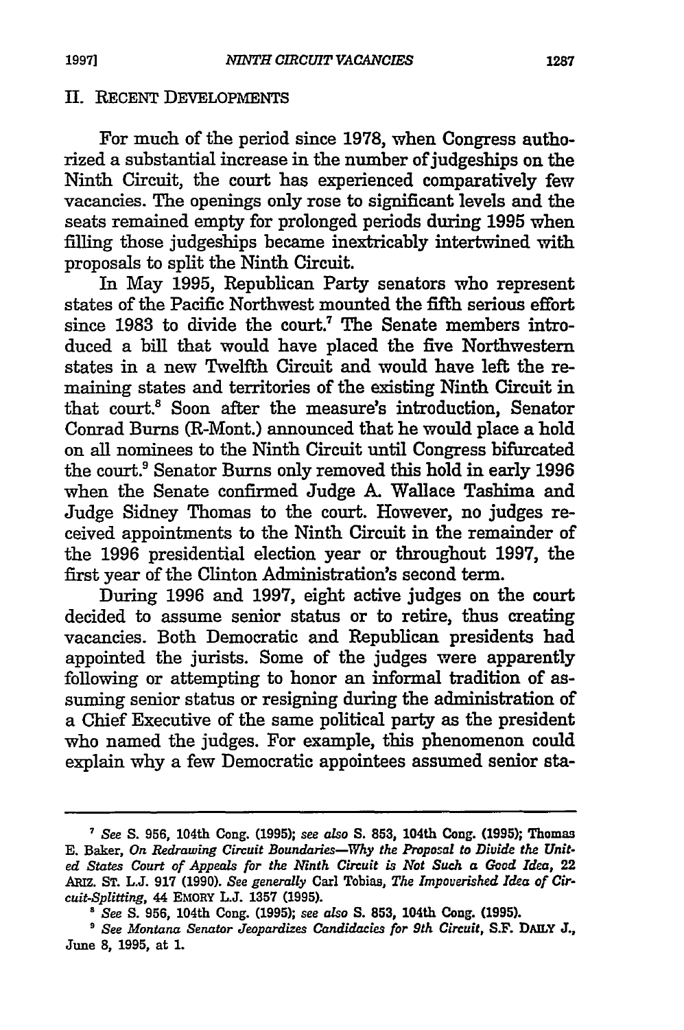## II. RECENT DEVELOPMENTS

For much of the period since 1978, when Congress authorized a substantial increase in the number of judgeships on the Ninth Circuit, the court has experienced comparatively few vacancies. The openings only rose to significant levels and the seats remained empty for prolonged periods during 1995 when filling those judgeships became inextricably intertwined with proposals to split the Ninth Circuit.

In May 1995, Republican Party senators who represent states of the Pacific Northwest mounted the fifth serious effort since 1983 to divide the court.[7] The Senate members introduced a bill that would have placed the five Northwestern states in a new Twelfth Circuit and would have left the remaining states and territories of the existing Ninth Circuit in that court.[8] Soon after the measure's introduction, Senator Conrad Burns (R-Mont.) announced that he would place a hold on all nominees to the Ninth Circuit until Congress bifurcated the court.[9] Senator Burns only removed this hold in early 1996 when the Senate confirmed Judge A. Wallace Tashima and Judge Sidney Thomas to the court. However, no judges received appointments to the Ninth Circuit in the remainder of the 1996 presidential election year or throughout 1997, the first year of the Clinton Administration's second term.

During 1996 and 1997, eight active judges on the court decided to assume senior status or to retire, thus creating vacancies. Both Democratic and Republican presidents had appointed the jurists. Some of the judges were apparently following or attempting to honor an informal tradition of assuming senior status or resigning during the administration of a Chief Executive of the same political party as the president who named the judges. For example, this phenomenon could explain why a few Democratic appointees assumed senior sta-

---

[7] *See* S. 956, 104th Cong. (1995); *see also* S. 853, 104th Cong. (1995); Thomas E. Baker, *On Redrawing Circuit Boundaries—Why the Proposal to Divide the United States Court of Appeals for the Ninth Circuit is Not Such a Good Idea*, 22 ARIZ. ST. L.J. 917 (1990). *See generally* Carl Tobias, *The Impoverished Idea of Circuit-Splitting*, 44 EMORY L.J. 1357 (1995).

[8] *See* S. 956, 104th Cong. (1995); *see also* S. 853, 104th Cong. (1995).

[9] *See Montana Senator Jeopardizes Candidacies for 9th Circuit*, S.F. DAILY J., June 8, 1995, at 1.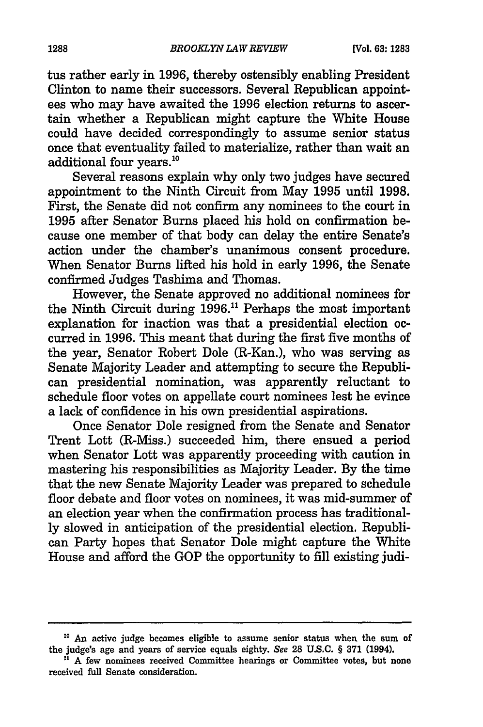tus rather early in 1996, thereby ostensibly enabling President Clinton to name their successors. Several Republican appointees who may have awaited the 1996 election returns to ascertain whether a Republican might capture the White House could have decided correspondingly to assume senior status once that eventuality failed to materialize, rather than wait an additional four years.[10]

Several reasons explain why only two judges have secured appointment to the Ninth Circuit from May 1995 until 1998. First, the Senate did not confirm any nominees to the court in 1995 after Senator Burns placed his hold on confirmation because one member of that body can delay the entire Senate's action under the chamber's unanimous consent procedure. When Senator Burns lifted his hold in early 1996, the Senate confirmed Judges Tashima and Thomas.

However, the Senate approved no additional nominees for the Ninth Circuit during 1996.[11] Perhaps the most important explanation for inaction was that a presidential election occurred in 1996. This meant that during the first five months of the year, Senator Robert Dole (R-Kan.), who was serving as Senate Majority Leader and attempting to secure the Republican presidential nomination, was apparently reluctant to schedule floor votes on appellate court nominees lest he evince a lack of confidence in his own presidential aspirations.

Once Senator Dole resigned from the Senate and Senator Trent Lott (R-Miss.) succeeded him, there ensued a period when Senator Lott was apparently proceeding with caution in mastering his responsibilities as Majority Leader. By the time that the new Senate Majority Leader was prepared to schedule floor debate and floor votes on nominees, it was mid-summer of an election year when the confirmation process has traditionally slowed in anticipation of the presidential election. Republican Party hopes that Senator Dole might capture the White House and afford the GOP the opportunity to fill existing judi-

---

[10] An active judge becomes eligible to assume senior status when the sum of the judge's age and years of service equals eighty. *See* 28 U.S.C. § 371 (1994).

[11] A few nominees received Committee hearings or Committee votes, but none received full Senate consideration.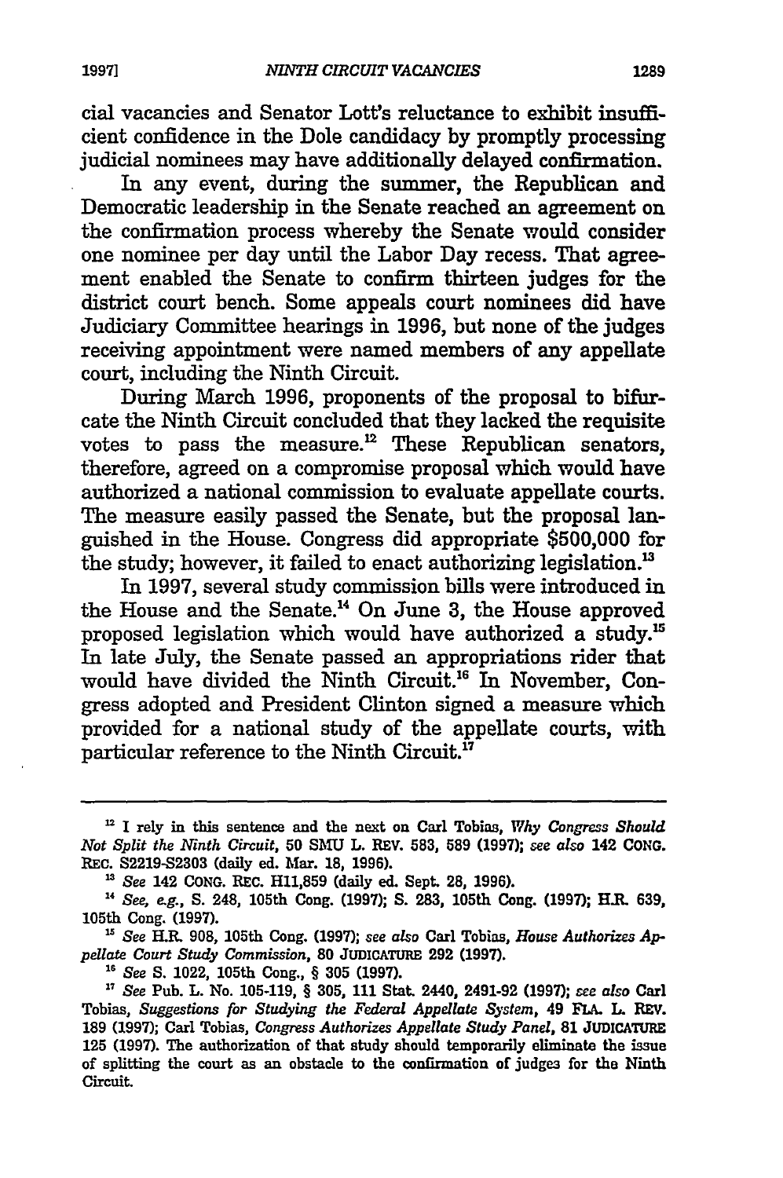cial vacancies and Senator Lott's reluctance to exhibit insufficient confidence in the Dole candidacy by promptly processing judicial nominees may have additionally delayed confirmation.

In any event, during the summer, the Republican and Democratic leadership in the Senate reached an agreement on the confirmation process whereby the Senate would consider one nominee per day until the Labor Day recess. That agreement enabled the Senate to confirm thirteen judges for the district court bench. Some appeals court nominees did have Judiciary Committee hearings in 1996, but none of the judges receiving appointment were named members of any appellate court, including the Ninth Circuit.

During March 1996, proponents of the proposal to bifurcate the Ninth Circuit concluded that they lacked the requisite votes to pass the measure.[12] These Republican senators, therefore, agreed on a compromise proposal which would have authorized a national commission to evaluate appellate courts. The measure easily passed the Senate, but the proposal languished in the House. Congress did appropriate $500,000 for the study; however, it failed to enact authorizing legislation.[13]

In 1997, several study commission bills were introduced in the House and the Senate.[14] On June 3, the House approved proposed legislation which would have authorized a study.[15] In late July, the Senate passed an appropriations rider that would have divided the Ninth Circuit.[16] In November, Congress adopted and President Clinton signed a measure which provided for a national study of the appellate courts, with particular reference to the Ninth Circuit.[17]

---

[12] I rely in this sentence and the next on Carl Tobias, *Why Congress Should Not Split the Ninth Circuit*, 50 SMU L. REV. 583, 589 (1997); *see also* 142 CONG. REC. S2219-S2303 (daily ed. Mar. 18, 1996).

[13] *See* 142 CONG. REC. H11,859 (daily ed. Sept. 28, 1996).

[14] *See, e.g.*, S. 248, 105th Cong. (1997); S. 283, 105th Cong. (1997); H.R. 639, 105th Cong. (1997).

[15] *See* H.R. 908, 105th Cong. (1997); *see also* Carl Tobias, *House Authorizes Appellate Court Study Commission*, 80 JUDICATURE 292 (1997).

[16] *See* S. 1022, 105th Cong., § 305 (1997).

[17] *See* Pub. L. No. 105-119, § 305, 111 Stat. 2440, 2491-92 (1997); *see also* Carl Tobias, *Suggestions for Studying the Federal Appellate System*, 49 FLA. L. REV. 189 (1997); Carl Tobias, *Congress Authorizes Appellate Study Panel*, 81 JUDICATURE 125 (1997). The authorization of that study should temporarily eliminate the issue of splitting the court as an obstacle to the confirmation of judges for the Ninth Circuit.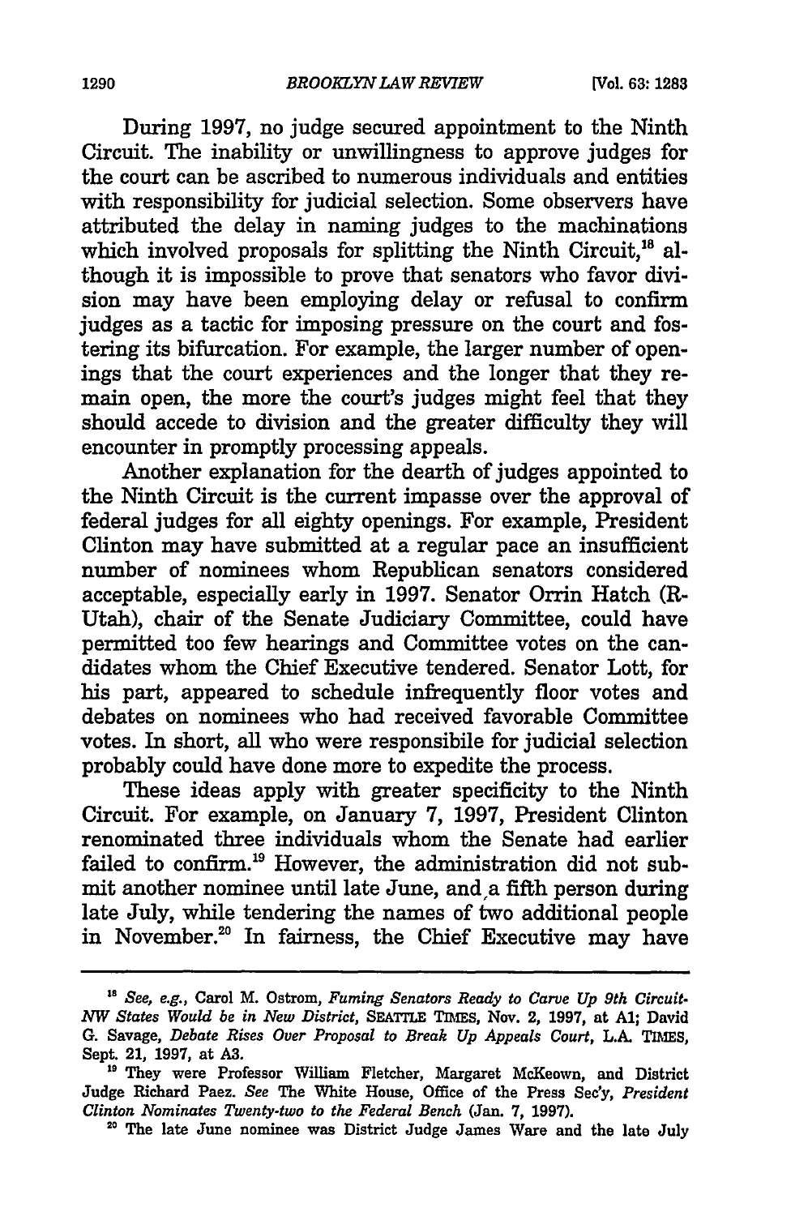During 1997, no judge secured appointment to the Ninth Circuit. The inability or unwillingness to approve judges for the court can be ascribed to numerous individuals and entities with responsibility for judicial selection. Some observers have attributed the delay in naming judges to the machinations which involved proposals for splitting the Ninth Circuit,[18] although it is impossible to prove that senators who favor division may have been employing delay or refusal to confirm judges as a tactic for imposing pressure on the court and fostering its bifurcation. For example, the larger number of openings that the court experiences and the longer that they remain open, the more the court's judges might feel that they should accede to division and the greater difficulty they will encounter in promptly processing appeals.

Another explanation for the dearth of judges appointed to the Ninth Circuit is the current impasse over the approval of federal judges for all eighty openings. For example, President Clinton may have submitted at a regular pace an insufficient number of nominees whom Republican senators considered acceptable, especially early in 1997. Senator Orrin Hatch (R-Utah), chair of the Senate Judiciary Committee, could have permitted too few hearings and Committee votes on the candidates whom the Chief Executive tendered. Senator Lott, for his part, appeared to schedule infrequently floor votes and debates on nominees who had received favorable Committee votes. In short, all who were responsibile for judicial selection probably could have done more to expedite the process.

These ideas apply with greater specificity to the Ninth Circuit. For example, on January 7, 1997, President Clinton renominated three individuals whom the Senate had earlier failed to confirm.[19] However, the administration did not submit another nominee until late June, and a fifth person during late July, while tendering the names of two additional people in November.[20] In fairness, the Chief Executive may have

---

[18] *See, e.g.*, Carol M. Ostrom, *Fuming Senators Ready to Carve Up 9th Circuit-NW States Would be in New District*, SEATTLE TIMES, Nov. 2, 1997, at A1; David G. Savage, *Debate Rises Over Proposal to Break Up Appeals Court*, L.A. TIMES, Sept. 21, 1997, at A3.

[19] They were Professor William Fletcher, Margaret McKeown, and District Judge Richard Paez. *See* The White House, Office of the Press Sec'y, *President Clinton Nominates Twenty-two to the Federal Bench* (Jan. 7, 1997).

[20] The late June nominee was District Judge James Ware and the late July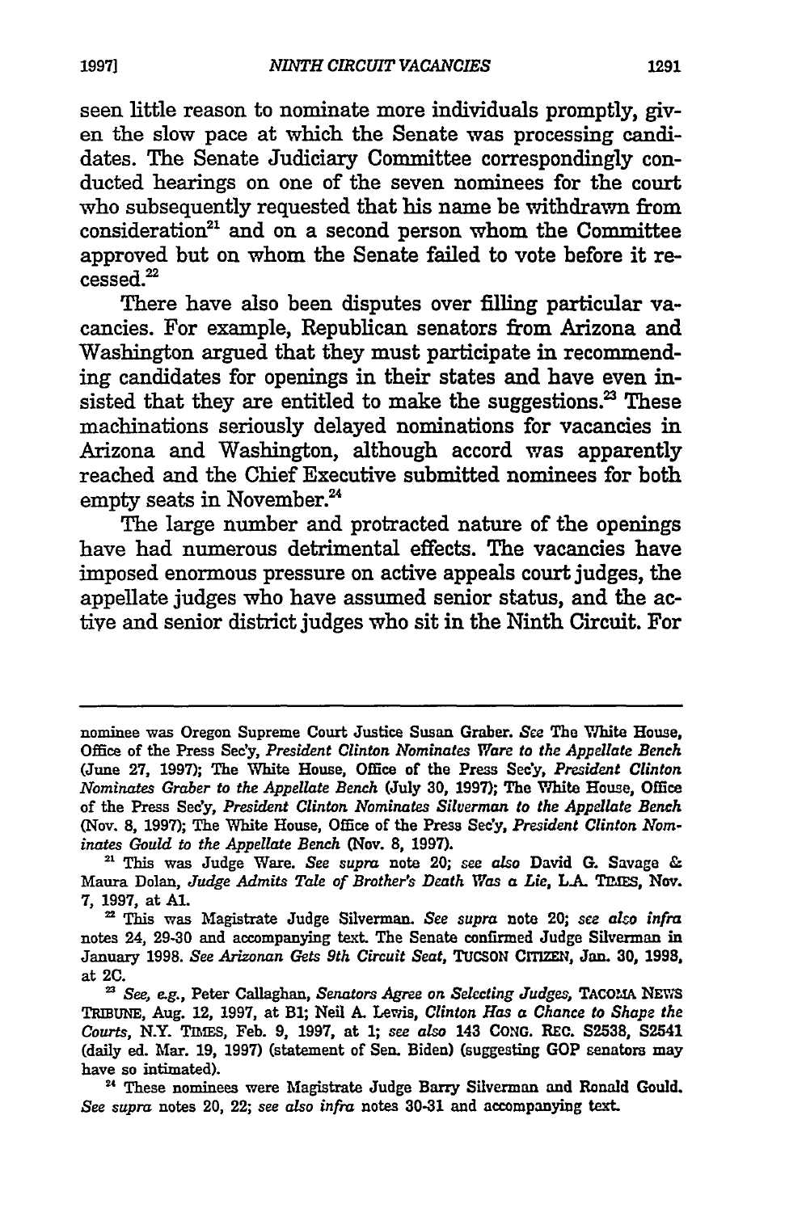seen little reason to nominate more individuals promptly, given the slow pace at which the Senate was processing candidates. The Senate Judiciary Committee correspondingly conducted hearings on one of the seven nominees for the court who subsequently requested that his name be withdrawn from consideration[21] and on a second person whom the Committee approved but on whom the Senate failed to vote before it recessed.[22]

There have also been disputes over filling particular vacancies. For example, Republican senators from Arizona and Washington argued that they must participate in recommending candidates for openings in their states and have even insisted that they are entitled to make the suggestions.[23] These machinations seriously delayed nominations for vacancies in Arizona and Washington, although accord was apparently reached and the Chief Executive submitted nominees for both empty seats in November.[24]

The large number and protracted nature of the openings have had numerous detrimental effects. The vacancies have imposed enormous pressure on active appeals court judges, the appellate judges who have assumed senior status, and the active and senior district judges who sit in the Ninth Circuit. For

---

nominee was Oregon Supreme Court Justice Susan Graber. *See* The White House, Office of the Press Sec'y, *President Clinton Nominates Ware to the Appellate Bench* (June 27, 1997); The White House, Office of the Press Sec'y, *President Clinton Nominates Graber to the Appellate Bench* (July 30, 1997); The White House, Office of the Press Sec'y, *President Clinton Nominates Silverman to the Appellate Bench* (Nov. 8, 1997); The White House, Office of the Press Sec'y, *President Clinton Nominates Gould to the Appellate Bench* (Nov. 8, 1997).

[21] This was Judge Ware. *See supra* note 20; *see also* David G. Savage & Maura Dolan, *Judge Admits Tale of Brother's Death Was a Lie*, L.A. TIMES, Nov. 7, 1997, at A1.

[22] This was Magistrate Judge Silverman. *See supra* note 20; *see also infra* notes 24, 29-30 and accompanying text. The Senate confirmed Judge Silverman in January 1998. *See Arizonan Gets 9th Circuit Seat*, TUCSON CITIZEN, Jan. 30, 1998, at 2C.

[23] *See, e.g.*, Peter Callaghan, *Senators Agree on Selecting Judges*, TACOMA NEWS TRIBUNE, Aug. 12, 1997, at B1; Neil A. Lewis, *Clinton Has a Chance to Shape the Courts*, N.Y. TIMES, Feb. 9, 1997, at 1; *see also* 143 CONG. REC. S2538, S2541 (daily ed. Mar. 19, 1997) (statement of Sen. Biden) (suggesting GOP senators may have so intimated).

[24] These nominees were Magistrate Judge Barry Silverman and Ronald Gould. *See supra* notes 20, 22; *see also infra* notes 30-31 and accompanying text.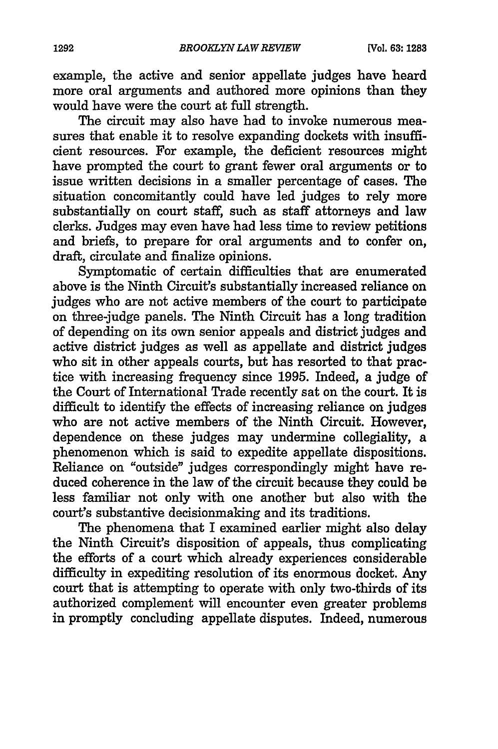example, the active and senior appellate judges have heard more oral arguments and authored more opinions than they would have were the court at full strength.

The circuit may also have had to invoke numerous measures that enable it to resolve expanding dockets with insufficient resources. For example, the deficient resources might have prompted the court to grant fewer oral arguments or to issue written decisions in a smaller percentage of cases. The situation concomitantly could have led judges to rely more substantially on court staff, such as staff attorneys and law clerks. Judges may even have had less time to review petitions and briefs, to prepare for oral arguments and to confer on, draft, circulate and finalize opinions.

Symptomatic of certain difficulties that are enumerated above is the Ninth Circuit's substantially increased reliance on judges who are not active members of the court to participate on three-judge panels. The Ninth Circuit has a long tradition of depending on its own senior appeals and district judges and active district judges as well as appellate and district judges who sit in other appeals courts, but has resorted to that practice with increasing frequency since 1995. Indeed, a judge of the Court of International Trade recently sat on the court. It is difficult to identify the effects of increasing reliance on judges who are not active members of the Ninth Circuit. However, dependence on these judges may undermine collegiality, a phenomenon which is said to expedite appellate dispositions. Reliance on "outside" judges correspondingly might have reduced coherence in the law of the circuit because they could be less familiar not only with one another but also with the court's substantive decisionmaking and its traditions.

The phenomena that I examined earlier might also delay the Ninth Circuit's disposition of appeals, thus complicating the efforts of a court which already experiences considerable difficulty in expediting resolution of its enormous docket. Any court that is attempting to operate with only two-thirds of its authorized complement will encounter even greater problems in promptly concluding appellate disputes. Indeed, numerous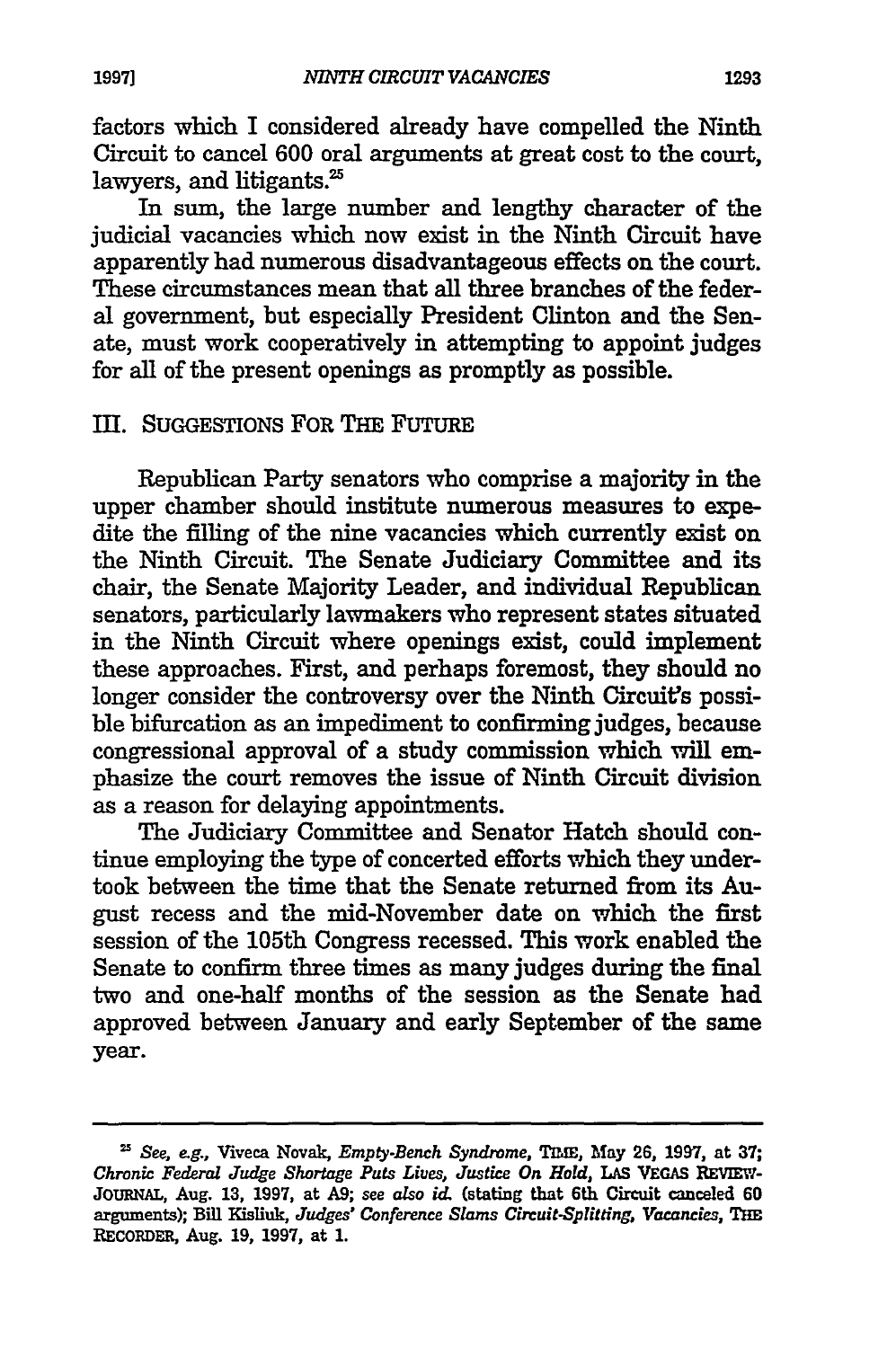factors which I considered already have compelled the Ninth Circuit to cancel 600 oral arguments at great cost to the court, lawyers, and litigants.[25]

In sum, the large number and lengthy character of the judicial vacancies which now exist in the Ninth Circuit have apparently had numerous disadvantageous effects on the court. These circumstances mean that all three branches of the federal government, but especially President Clinton and the Senate, must work cooperatively in attempting to appoint judges for all of the present openings as promptly as possible.

## III. SUGGESTIONS FOR THE FUTURE

Republican Party senators who comprise a majority in the upper chamber should institute numerous measures to expedite the filling of the nine vacancies which currently exist on the Ninth Circuit. The Senate Judiciary Committee and its chair, the Senate Majority Leader, and individual Republican senators, particularly lawmakers who represent states situated in the Ninth Circuit where openings exist, could implement these approaches. First, and perhaps foremost, they should no longer consider the controversy over the Ninth Circuit's possible bifurcation as an impediment to confirming judges, because congressional approval of a study commission which will emphasize the court removes the issue of Ninth Circuit division as a reason for delaying appointments.

The Judiciary Committee and Senator Hatch should continue employing the type of concerted efforts which they undertook between the time that the Senate returned from its August recess and the mid-November date on which the first session of the 105th Congress recessed. This work enabled the Senate to confirm three times as many judges during the final two and one-half months of the session as the Senate had approved between January and early September of the same year.

---

[25] *See, e.g.*, Viveca Novak, *Empty-Bench Syndrome*, TIME, May 26, 1997, at 37; *Chronic Federal Judge Shortage Puts Lives, Justice On Hold*, LAS VEGAS REVIEW-JOURNAL, Aug. 13, 1997, at A9; *see also id.* (stating that 6th Circuit canceled 60 arguments); Bill Kisliuk, *Judges' Conference Slams Circuit-Splitting, Vacancies*, THE RECORDER, Aug. 19, 1997, at 1.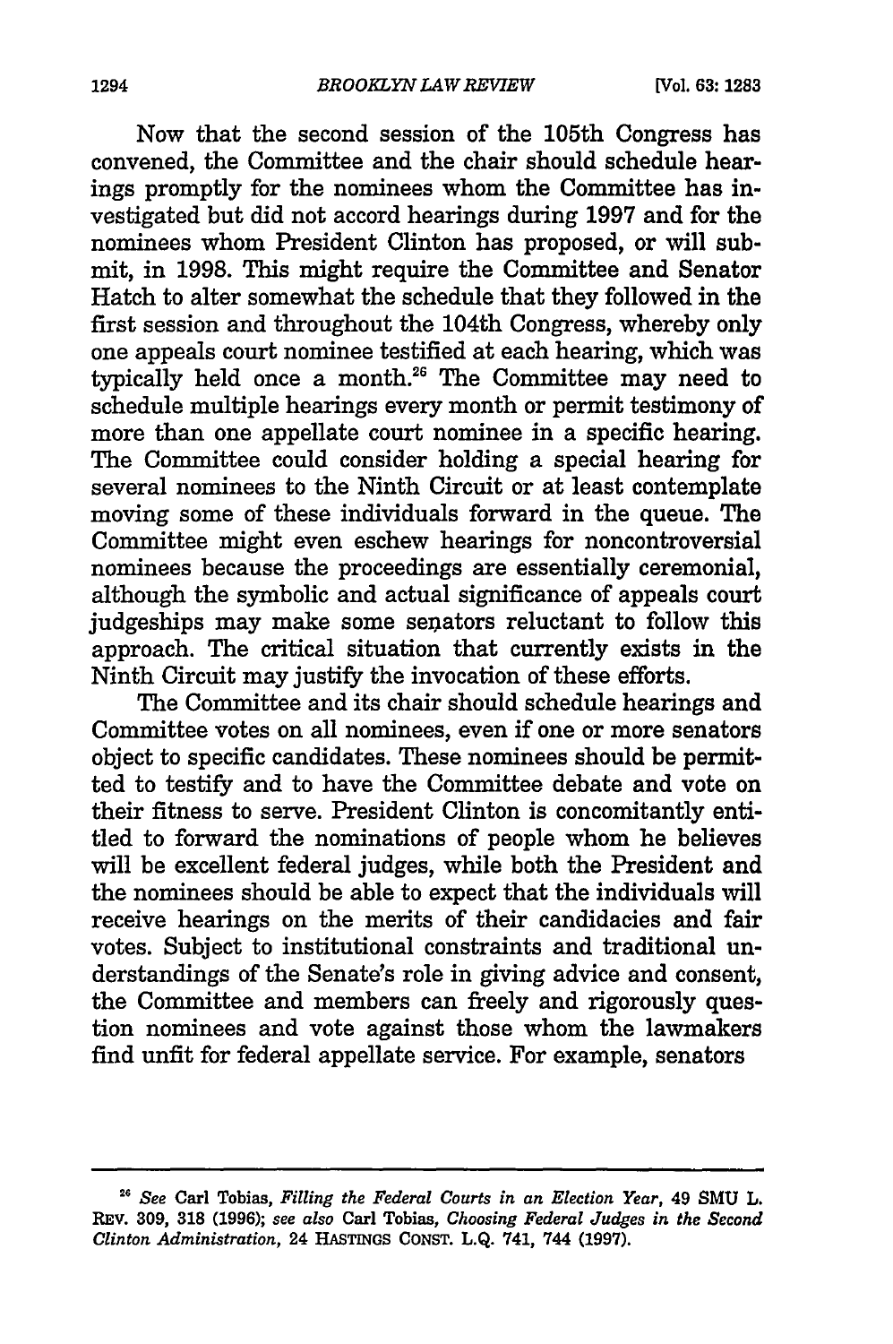Now that the second session of the 105th Congress has convened, the Committee and the chair should schedule hearings promptly for the nominees whom the Committee has investigated but did not accord hearings during 1997 and for the nominees whom President Clinton has proposed, or will submit, in 1998. This might require the Committee and Senator Hatch to alter somewhat the schedule that they followed in the first session and throughout the 104th Congress, whereby only one appeals court nominee testified at each hearing, which was typically held once a month.[26] The Committee may need to schedule multiple hearings every month or permit testimony of more than one appellate court nominee in a specific hearing. The Committee could consider holding a special hearing for several nominees to the Ninth Circuit or at least contemplate moving some of these individuals forward in the queue. The Committee might even eschew hearings for noncontroversial nominees because the proceedings are essentially ceremonial, although the symbolic and actual significance of appeals court judgeships may make some senators reluctant to follow this approach. The critical situation that currently exists in the Ninth Circuit may justify the invocation of these efforts.

The Committee and its chair should schedule hearings and Committee votes on all nominees, even if one or more senators object to specific candidates. These nominees should be permitted to testify and to have the Committee debate and vote on their fitness to serve. President Clinton is concomitantly entitled to forward the nominations of people whom he believes will be excellent federal judges, while both the President and the nominees should be able to expect that the individuals will receive hearings on the merits of their candidacies and fair votes. Subject to institutional constraints and traditional understandings of the Senate's role in giving advice and consent, the Committee and members can freely and rigorously question nominees and vote against those whom the lawmakers find unfit for federal appellate service. For example, senators

---

[26] *See* Carl Tobias, *Filling the Federal Courts in an Election Year*, 49 SMU L. REV. 309, 318 (1996); *see also* Carl Tobias, *Choosing Federal Judges in the Second Clinton Administration*, 24 HASTINGS CONST. L.Q. 741, 744 (1997).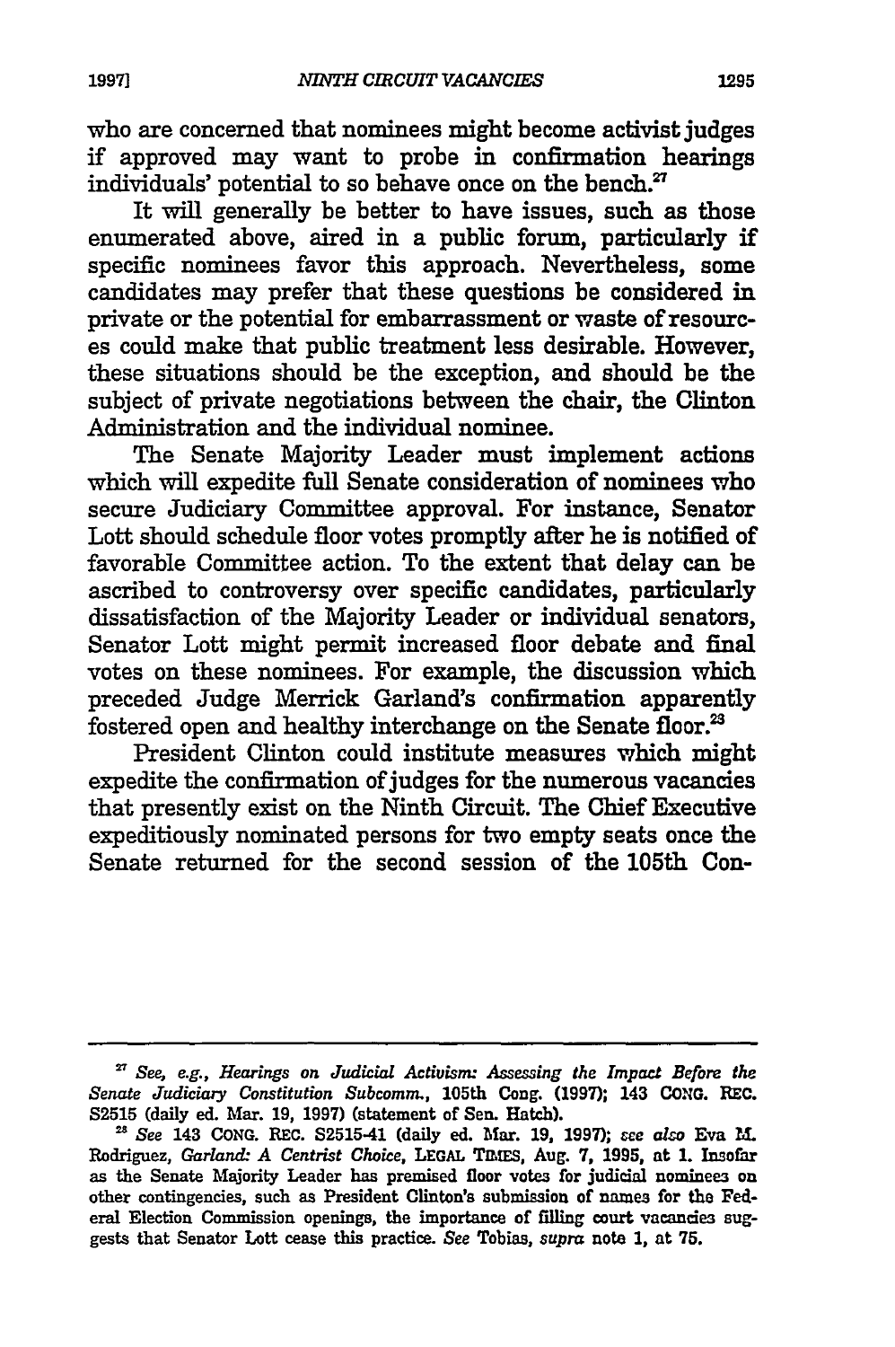who are concerned that nominees might become activist judges if approved may want to probe in confirmation hearings individuals' potential to so behave once on the bench.[27]

It will generally be better to have issues, such as those enumerated above, aired in a public forum, particularly if specific nominees favor this approach. Nevertheless, some candidates may prefer that these questions be considered in private or the potential for embarrassment or waste of resources could make that public treatment less desirable. However, these situations should be the exception, and should be the subject of private negotiations between the chair, the Clinton Administration and the individual nominee.

The Senate Majority Leader must implement actions which will expedite full Senate consideration of nominees who secure Judiciary Committee approval. For instance, Senator Lott should schedule floor votes promptly after he is notified of favorable Committee action. To the extent that delay can be ascribed to controversy over specific candidates, particularly dissatisfaction of the Majority Leader or individual senators, Senator Lott might permit increased floor debate and final votes on these nominees. For example, the discussion which preceded Judge Merrick Garland's confirmation apparently fostered open and healthy interchange on the Senate floor.[28]

President Clinton could institute measures which might expedite the confirmation of judges for the numerous vacancies that presently exist on the Ninth Circuit. The Chief Executive expeditiously nominated persons for two empty seats once the Senate returned for the second session of the 105th Con-

---

[27] *See, e.g., Hearings on Judicial Activism: Assessing the Impact Before the Senate Judiciary Constitution Subcomm.*, 105th Cong. (1997); 143 CONG. REC. S2515 (daily ed. Mar. 19, 1997) (statement of Sen. Hatch).

[28] *See* 143 CONG. REC. S2515-41 (daily ed. Mar. 19, 1997); *see also* Eva M. Rodriguez, *Garland: A Centrist Choice*, LEGAL TIMES, Aug. 7, 1995, at 1. Insofar as the Senate Majority Leader has premised floor votes for judicial nominees on other contingencies, such as President Clinton's submission of names for the Federal Election Commission openings, the importance of filling court vacancies suggests that Senator Lott cease this practice. *See* Tobias, *supra* note 1, at 75.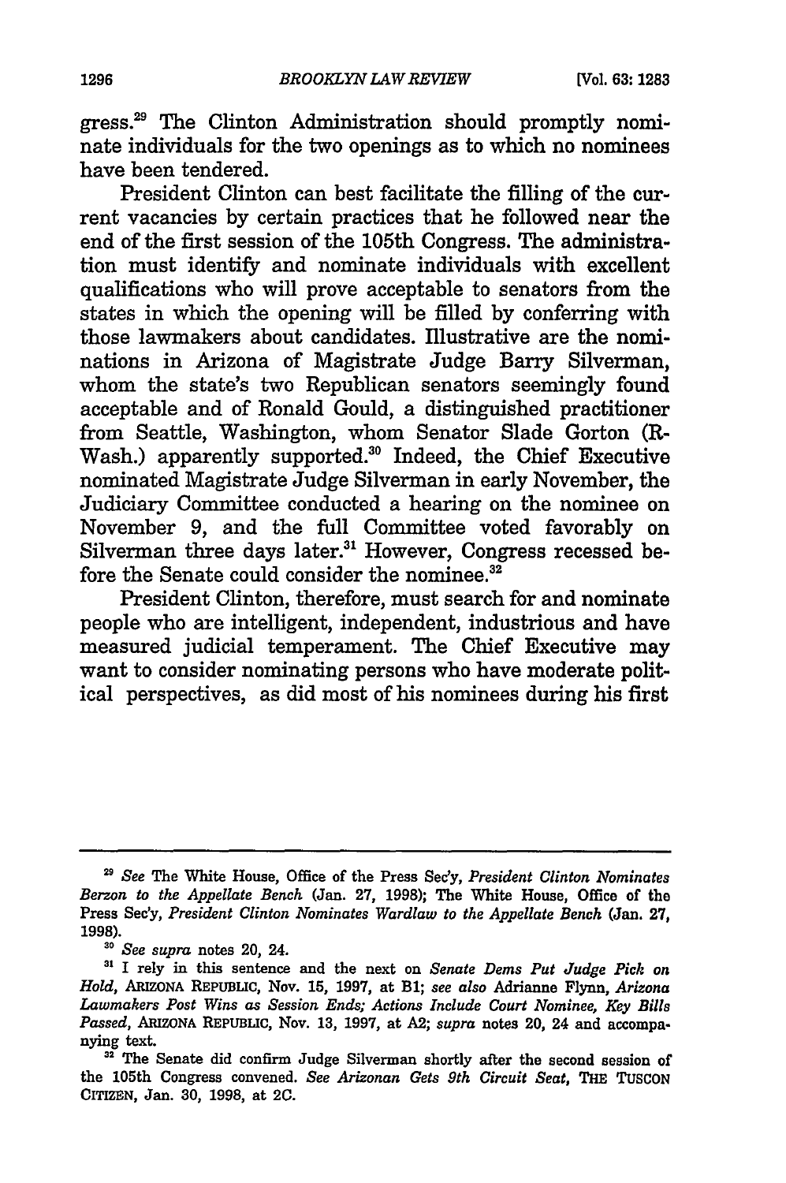gress.[29] The Clinton Administration should promptly nominate individuals for the two openings as to which no nominees have been tendered.

President Clinton can best facilitate the filling of the current vacancies by certain practices that he followed near the end of the first session of the 105th Congress. The administration must identify and nominate individuals with excellent qualifications who will prove acceptable to senators from the states in which the opening will be filled by conferring with those lawmakers about candidates. Illustrative are the nominations in Arizona of Magistrate Judge Barry Silverman, whom the state's two Republican senators seemingly found acceptable and of Ronald Gould, a distinguished practitioner from Seattle, Washington, whom Senator Slade Gorton (R-Wash.) apparently supported.[30] Indeed, the Chief Executive nominated Magistrate Judge Silverman in early November, the Judiciary Committee conducted a hearing on the nominee on November 9, and the full Committee voted favorably on Silverman three days later.[31] However, Congress recessed before the Senate could consider the nominee.[32]

President Clinton, therefore, must search for and nominate people who are intelligent, independent, industrious and have measured judicial temperament. The Chief Executive may want to consider nominating persons who have moderate political perspectives, as did most of his nominees during his first

---

[29] *See* The White House, Office of the Press Sec'y, *President Clinton Nominates Berzon to the Appellate Bench* (Jan. 27, 1998); The White House, Office of the Press Sec'y, *President Clinton Nominates Wardlaw to the Appellate Bench* (Jan. 27, 1998).

[30] *See supra* notes 20, 24.

[31] I rely in this sentence and the next on *Senate Dems Put Judge Pick on Hold*, ARIZONA REPUBLIC, Nov. 15, 1997, at B1; *see also* Adrianne Flynn, *Arizona Lawmakers Post Wins as Session Ends; Actions Include Court Nominee, Key Bills Passed*, ARIZONA REPUBLIC, Nov. 13, 1997, at A2; *supra* notes 20, 24 and accompanying text.

[32] The Senate did confirm Judge Silverman shortly after the second session of the 105th Congress convened. *See Arizonan Gets 9th Circuit Seat*, THE TUSCON CITIZEN, Jan. 30, 1998, at 2C.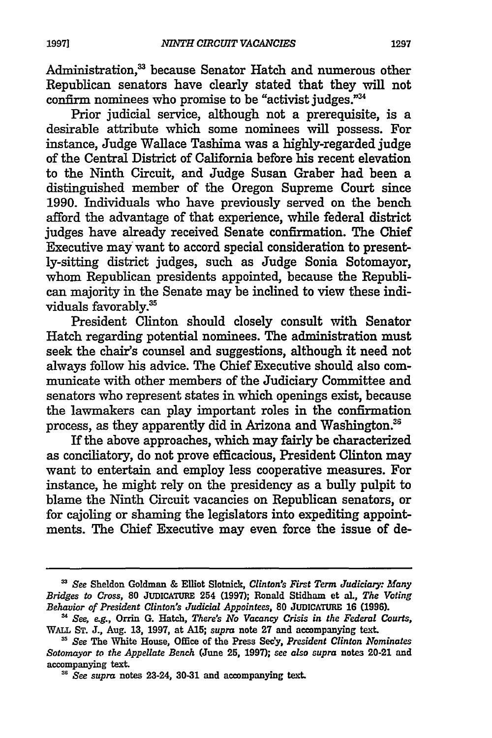Administration,[33] because Senator Hatch and numerous other Republican senators have clearly stated that they will not confirm nominees who promise to be "activist judges."[34]

Prior judicial service, although not a prerequisite, is a desirable attribute which some nominees will possess. For instance, Judge Wallace Tashima was a highly-regarded judge of the Central District of California before his recent elevation to the Ninth Circuit, and Judge Susan Graber had been a distinguished member of the Oregon Supreme Court since 1990. Individuals who have previously served on the bench afford the advantage of that experience, while federal district judges have already received Senate confirmation. The Chief Executive may want to accord special consideration to presently-sitting district judges, such as Judge Sonia Sotomayor, whom Republican presidents appointed, because the Republican majority in the Senate may be inclined to view these individuals favorably.[35]

President Clinton should closely consult with Senator Hatch regarding potential nominees. The administration must seek the chair's counsel and suggestions, although it need not always follow his advice. The Chief Executive should also communicate with other members of the Judiciary Committee and senators who represent states in which openings exist, because the lawmakers can play important roles in the confirmation process, as they apparently did in Arizona and Washington.[36]

If the above approaches, which may fairly be characterized as conciliatory, do not prove efficacious, President Clinton may want to entertain and employ less cooperative measures. For instance, he might rely on the presidency as a bully pulpit to blame the Ninth Circuit vacancies on Republican senators, or for cajoling or shaming the legislators into expediting appointments. The Chief Executive may even force the issue of de-

---

[33] *See* Sheldon Goldman & Elliot Slotnick, *Clinton's First Term Judiciary: Many Bridges to Cross*, 80 JUDICATURE 254 (1997); Ronald Stidham et al., *The Voting Behavior of President Clinton's Judicial Appointees*, 80 JUDICATURE 16 (1996).

[34] *See, e.g.*, Orrin G. Hatch, *There's No Vacancy Crisis in the Federal Courts*, WALL ST. J., Aug. 13, 1997, at A15; *supra* note 27 and accompanying text.

[35] *See* The White House, Office of the Press Sec'y, *President Clinton Nominates Sotomayor to the Appellate Bench* (June 25, 1997); *see also supra* notes 20-21 and accompanying text.

[36] *See supra* notes 23-24, 30-31 and accompanying text.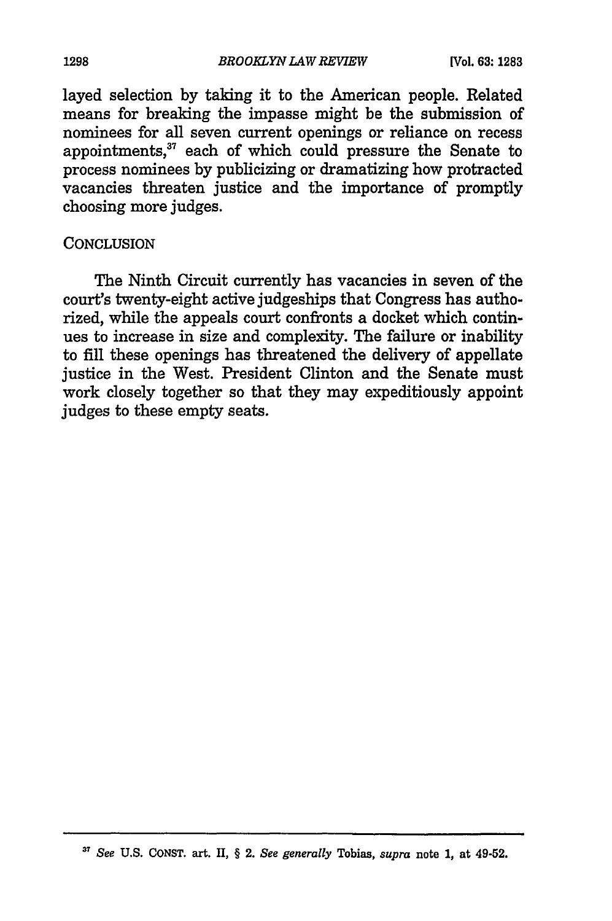layed selection by taking it to the American people. Related means for breaking the impasse might be the submission of nominees for all seven current openings or reliance on recess appointments,[37] each of which could pressure the Senate to process nominees by publicizing or dramatizing how protracted vacancies threaten justice and the importance of promptly choosing more judges.

## CONCLUSION

The Ninth Circuit currently has vacancies in seven of the court's twenty-eight active judgeships that Congress has authorized, while the appeals court confronts a docket which continues to increase in size and complexity. The failure or inability to fill these openings has threatened the delivery of appellate justice in the West. President Clinton and the Senate must work closely together so that they may expeditiously appoint judges to these empty seats.

---

[37] *See* U.S. CONST. art. II, § 2. *See generally* Tobias, *supra* note 1, at 49-52.